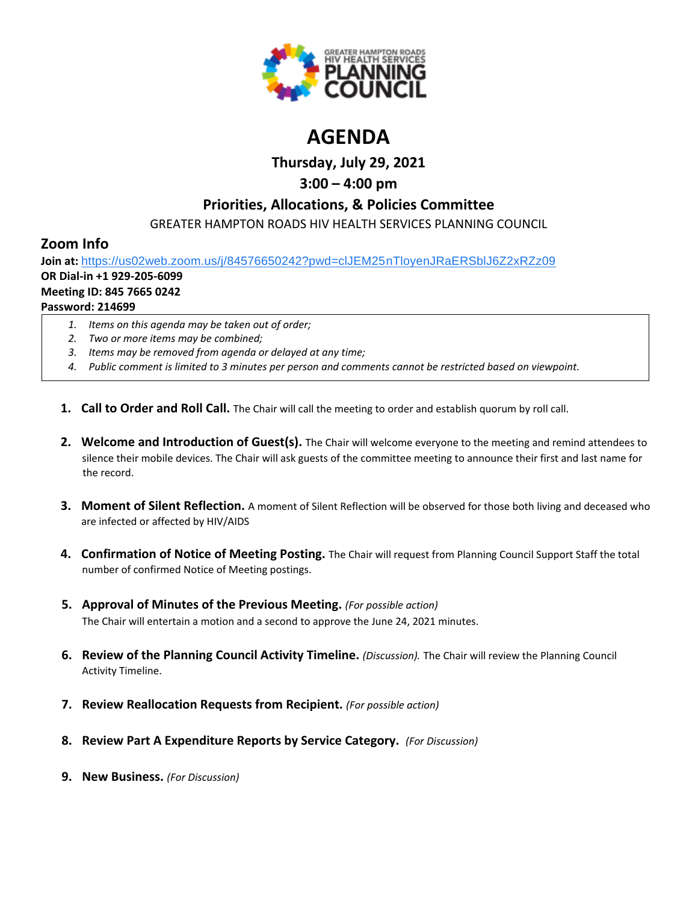GREATER HAMPTON ROADS HIV HEALTH SERVICES PLANNING COUNCIL

# AGENDA

## Thursday, July 29, 2021

## 3:00 – 4:00 pm

## Priorities, Allocations, & Policies Committee

GREATER HAMPTON ROADS HIV HEALTH SERVICES PLANNING COUNCIL

## Zoom Info

**Join at:** https://us02web.zoom.us/j/84576650242?pwd=clJEM25nTloyenJRaERSblJ6Z2xRZz09
**OR Dial-in +1 929-205-6099**
**Meeting ID: 845 7665 0242**
**Password: 214699**

1. *Items on this agenda may be taken out of order;*
2. *Two or more items may be combined;*
3. *Items may be removed from agenda or delayed at any time;*
4. *Public comment is limited to 3 minutes per person and comments cannot be restricted based on viewpoint.*

1. **Call to Order and Roll Call.** The Chair will call the meeting to order and establish quorum by roll call.

2. **Welcome and Introduction of Guest(s).** The Chair will welcome everyone to the meeting and remind attendees to silence their mobile devices. The Chair will ask guests of the committee meeting to announce their first and last name for the record.

3. **Moment of Silent Reflection.** A moment of Silent Reflection will be observed for those both living and deceased who are infected or affected by HIV/AIDS

4. **Confirmation of Notice of Meeting Posting.** The Chair will request from Planning Council Support Staff the total number of confirmed Notice of Meeting postings.

5. **Approval of Minutes of the Previous Meeting.** *(For possible action)*
   The Chair will entertain a motion and a second to approve the June 24, 2021 minutes.

6. **Review of the Planning Council Activity Timeline.** *(Discussion).* The Chair will review the Planning Council Activity Timeline.

7. **Review Reallocation Requests from Recipient.** *(For possible action)*

8. **Review Part A Expenditure Reports by Service Category.** *(For Discussion)*

9. **New Business.** *(For Discussion)*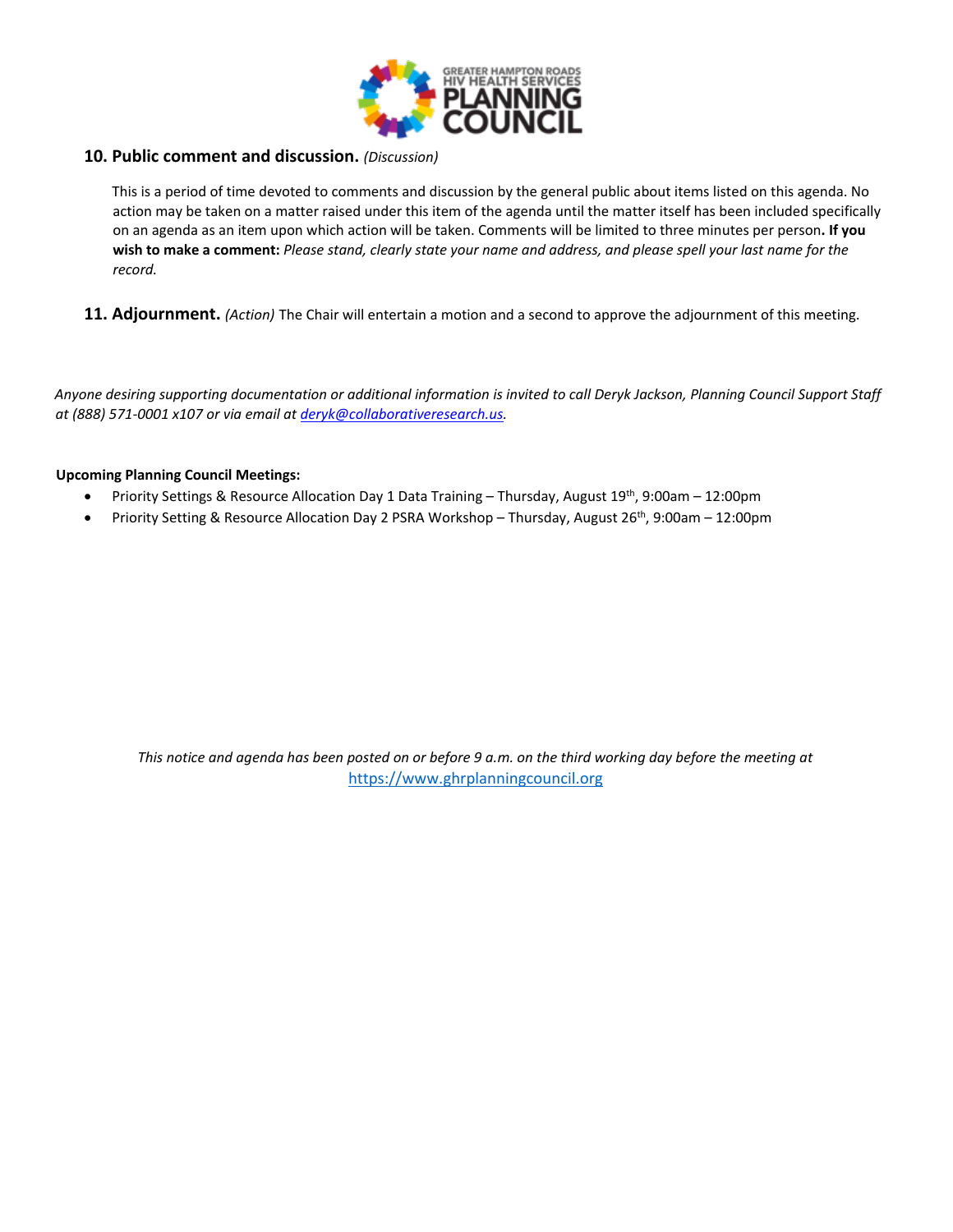**10. Public comment and discussion.** *(Discussion)*

This is a period of time devoted to comments and discussion by the general public about items listed on this agenda. No action may be taken on a matter raised under this item of the agenda until the matter itself has been included specifically on an agenda as an item upon which action will be taken. Comments will be limited to three minutes per person**. If you wish to make a comment:** *Please stand, clearly state your name and address, and please spell your last name for the record.*

**11. Adjournment.** *(Action)* The Chair will entertain a motion and a second to approve the adjournment of this meeting.

*Anyone desiring supporting documentation or additional information is invited to call Deryk Jackson, Planning Council Support Staff at (888) 571-0001 x107 or via email at deryk@collaborativeresearch.us.*

**Upcoming Planning Council Meetings:**

- Priority Settings & Resource Allocation Day 1 Data Training – Thursday, August 19th, 9:00am – 12:00pm
- Priority Setting & Resource Allocation Day 2 PSRA Workshop – Thursday, August 26th, 9:00am – 12:00pm

*This notice and agenda has been posted on or before 9 a.m. on the third working day before the meeting at* https://www.ghrplanningcouncil.org